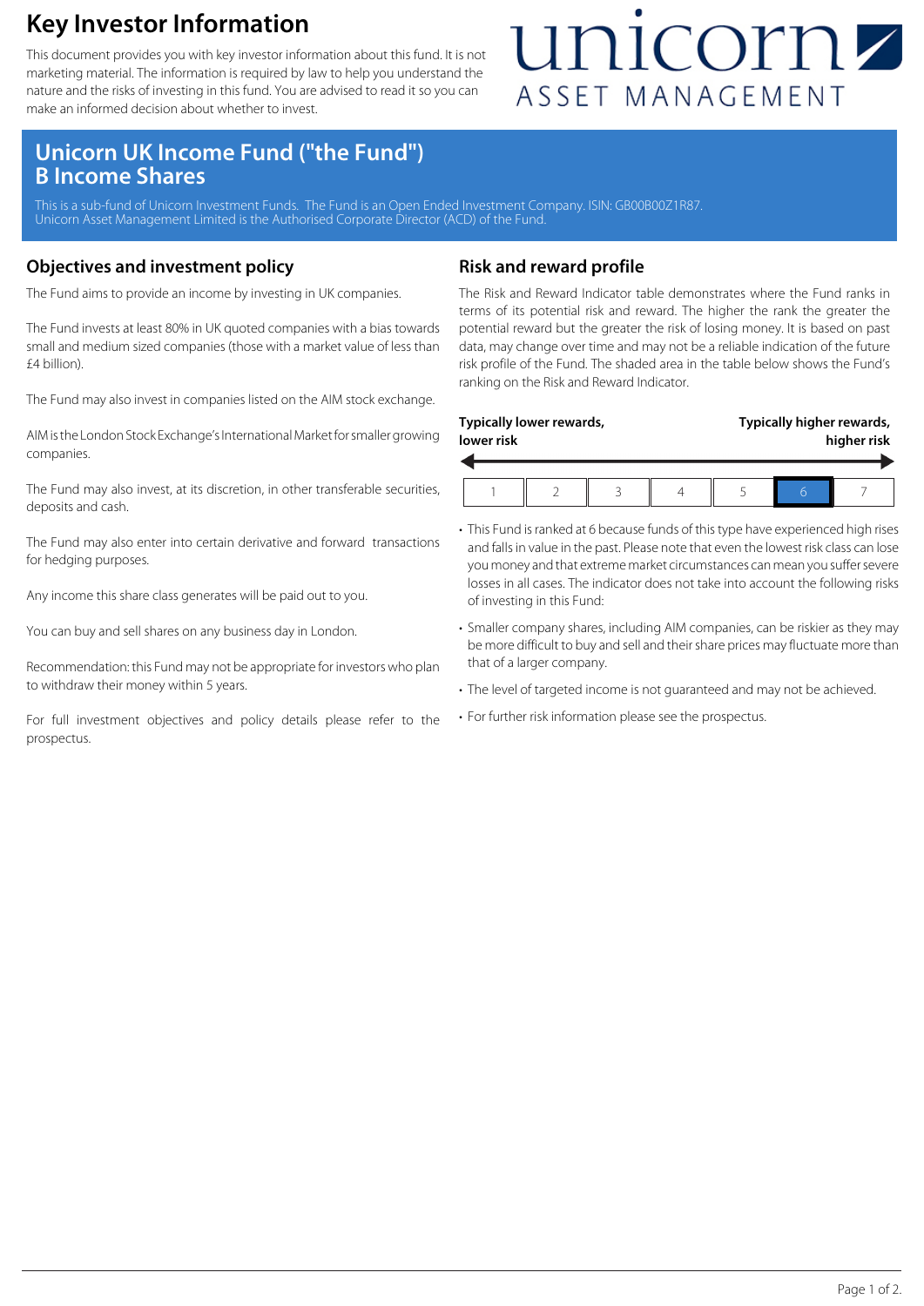# Key Investor Information

This document provides you with key investor information about this fund. It is not marketing material. The information is required by law to help you understand the nature and the risks of investing in this fund. You are advised to read it so you can make an informed decision about whether to invest.

unicorn ASSET MANAGEMENT

## Unicorn UK Income Fund ("the Fund") B Income Shares

This is a sub-fund of Unicorn Investment Funds. The Fund is an Open Ended Investment Company. ISIN: GB00B00Z1R87. Unicorn Asset Management Limited is the Authorised Corporate Director (ACD) of the Fund.

## Objectives and investment policy

The Fund aims to provide an income by investing in UK companies.

The Fund invests at least 80% in UK quoted companies with a bias towards small and medium sized companies (those with a market value of less than £4 billion).

The Fund may also invest in companies listed on the AIM stock exchange.

AIM is the London Stock Exchange's International Market for smaller growing companies.

The Fund may also invest, at its discretion, in other transferable securities, deposits and cash.

The Fund may also enter into certain derivative and forward transactions for hedging purposes.

Any income this share class generates will be paid out to you.

You can buy and sell shares on any business day in London.

Recommendation: this Fund may not be appropriate for investors who plan to withdraw their money within 5 years.

For full investment objectives and policy details please refer to the prospectus.

## Risk and reward profile

The Risk and Reward Indicator table demonstrates where the Fund ranks in terms of its potential risk and reward. The higher the rank the greater the potential reward but the greater the risk of losing money. It is based on past data, may change over time and may not be a reliable indication of the future risk profile of the Fund. The shaded area in the table below shows the Fund's ranking on the Risk and Reward Indicator.

**Typically lower rewards, lower risk** ← → **Typically higher rewards, higher risk**

| 1 | 2 | 3 | 4 | 5 | **6** | 7 |
|---|---|---|---|---|---|---|

- This Fund is ranked at 6 because funds of this type have experienced high rises and falls in value in the past. Please note that even the lowest risk class can lose you money and that extreme market circumstances can mean you suffer severe losses in all cases. The indicator does not take into account the following risks of investing in this Fund:
- Smaller company shares, including AIM companies, can be riskier as they may be more difficult to buy and sell and their share prices may fluctuate more than that of a larger company.
- The level of targeted income is not guaranteed and may not be achieved.
- For further risk information please see the prospectus.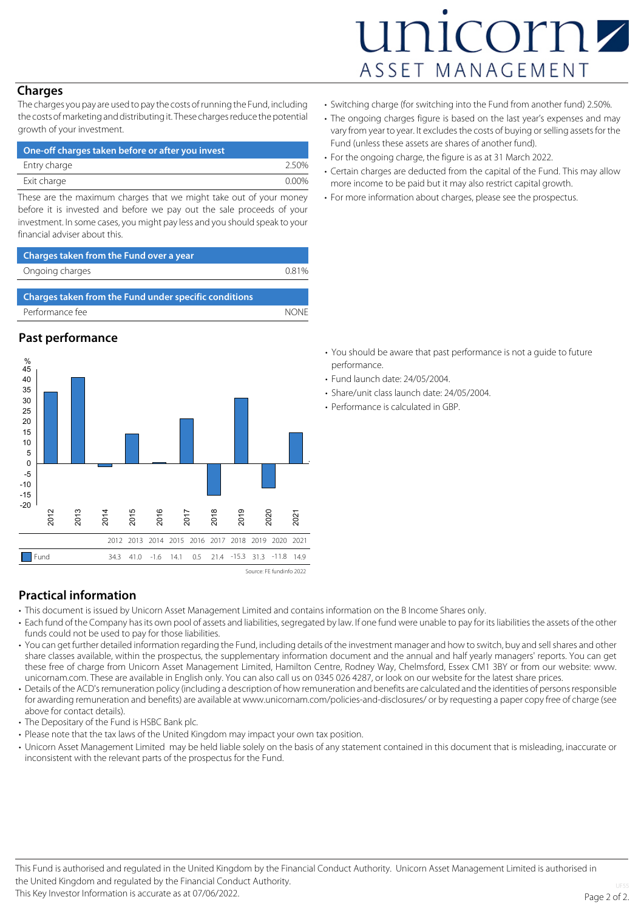## Charges

The charges you pay are used to pay the costs of running the Fund, including the costs of marketing and distributing it. These charges reduce the potential growth of your investment.

| One-off charges taken before or after you invest | |
|---|---|
| Entry charge | 2.50% |
| Exit charge | 0.00% |

These are the maximum charges that we might take out of your money before it is invested and before we pay out the sale proceeds of your investment. In some cases, you might pay less and you should speak to your financial adviser about this.

| Charges taken from the Fund over a year | |
|---|---|
| Ongoing charges | 0.81% |

| Charges taken from the Fund under specific conditions | |
|---|---|
| Performance fee | NONE |

- Switching charge (for switching into the Fund from another fund) 2.50%.
- The ongoing charges figure is based on the last year's expenses and may vary from year to year. It excludes the costs of buying or selling assets for the Fund (unless these assets are shares of another fund).
- For the ongoing charge, the figure is as at 31 March 2022.
- Certain charges are deducted from the capital of the Fund. This may allow more income to be paid but it may also restrict capital growth.
- For more information about charges, please see the prospectus.

## Past performance

%
45
40
35
30
25
20
15
10
5
0
-5
-10
-15
-20

2012 2013 2014 2015 2016 2017 2018 2019 2020 2021

| | 2012 | 2013 | 2014 | 2015 | 2016 | 2017 | 2018 | 2019 | 2020 | 2021 |
|---|---|---|---|---|---|---|---|---|---|---|
| Fund | 34.3 | 41.0 | -1.6 | 14.1 | 0.5 | 21.4 | -15.3 | 31.3 | -11.8 | 14.9 |

Source: FE fundinfo 2022

- You should be aware that past performance is not a guide to future performance.
- Fund launch date: 24/05/2004.
- Share/unit class launch date: 24/05/2004.
- Performance is calculated in GBP.

## Practical information

- This document is issued by Unicorn Asset Management Limited and contains information on the B Income Shares only.
- Each fund of the Company has its own pool of assets and liabilities, segregated by law. If one fund were unable to pay for its liabilities the assets of the other funds could not be used to pay for those liabilities.
- You can get further detailed information regarding the Fund, including details of the investment manager and how to switch, buy and sell shares and other share classes available, within the prospectus, the supplementary information document and the annual and half yearly managers' reports. You can get these free of charge from Unicorn Asset Management Limited, Hamilton Centre, Rodney Way, Chelmsford, Essex CM1 3BY or from our website: www.unicornam.com. These are available in English only. You can also call us on 0345 026 4287, or look on our website for the latest share prices.
- Details of the ACD's remuneration policy (including a description of how remuneration and benefits are calculated and the identities of persons responsible for awarding remuneration and benefits) are available at www.unicornam.com/policies-and-disclosures/ or by requesting a paper copy free of charge (see above for contact details).
- The Depositary of the Fund is HSBC Bank plc.
- Please note that the tax laws of the United Kingdom may impact your own tax position.
- Unicorn Asset Management Limited may be held liable solely on the basis of any statement contained in this document that is misleading, inaccurate or inconsistent with the relevant parts of the prospectus for the Fund.

This Fund is authorised and regulated in the United Kingdom by the Financial Conduct Authority. Unicorn Asset Management Limited is authorised in the United Kingdom and regulated by the Financial Conduct Authority.
This Key Investor Information is accurate as at 07/06/2022.